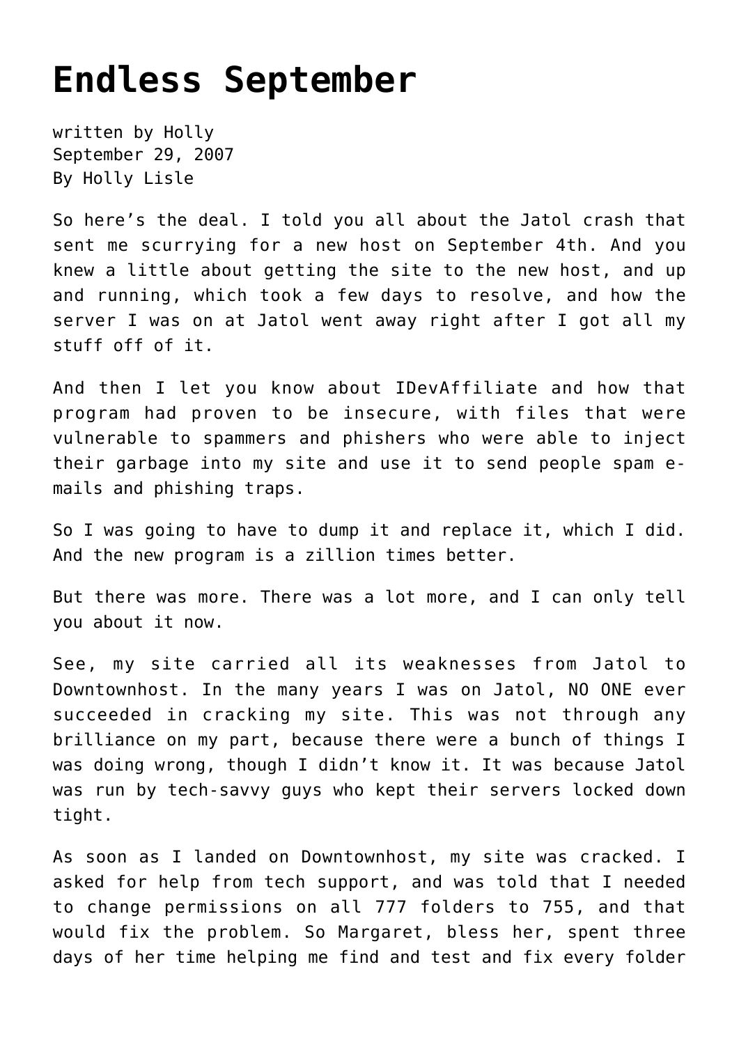# Endless September

written by Holly
September 29, 2007
By Holly Lisle

So here's the deal. I told you all about the Jatol crash that sent me scurrying for a new host on September 4th. And you knew a little about getting the site to the new host, and up and running, which took a few days to resolve, and how the server I was on at Jatol went away right after I got all my stuff off of it.

And then I let you know about IDevAffiliate and how that program had proven to be insecure, with files that were vulnerable to spammers and phishers who were able to inject their garbage into my site and use it to send people spam e-mails and phishing traps.

So I was going to have to dump it and replace it, which I did. And the new program is a zillion times better.

But there was more. There was a lot more, and I can only tell you about it now.

See, my site carried all its weaknesses from Jatol to Downtownhost. In the many years I was on Jatol, NO ONE ever succeeded in cracking my site. This was not through any brilliance on my part, because there were a bunch of things I was doing wrong, though I didn't know it. It was because Jatol was run by tech-savvy guys who kept their servers locked down tight.

As soon as I landed on Downtownhost, my site was cracked. I asked for help from tech support, and was told that I needed to change permissions on all 777 folders to 755, and that would fix the problem. So Margaret, bless her, spent three days of her time helping me find and test and fix every folder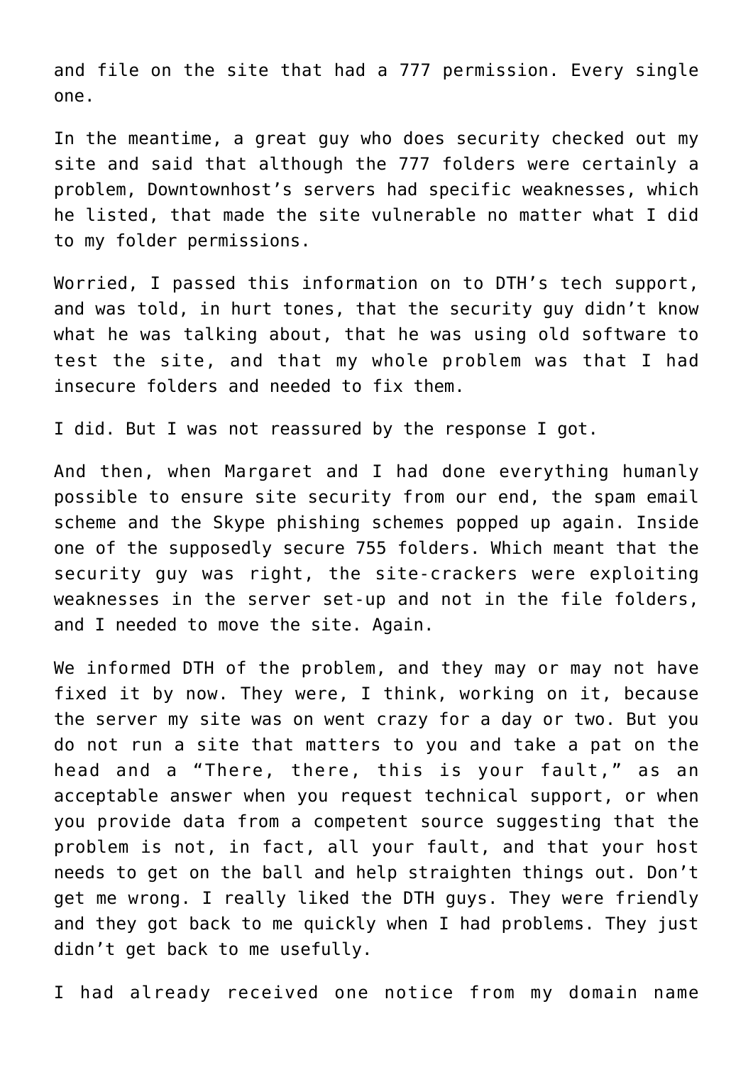and file on the site that had a 777 permission. Every single one.

In the meantime, a great guy who does security checked out my site and said that although the 777 folders were certainly a problem, Downtownhost's servers had specific weaknesses, which he listed, that made the site vulnerable no matter what I did to my folder permissions.

Worried, I passed this information on to DTH's tech support, and was told, in hurt tones, that the security guy didn't know what he was talking about, that he was using old software to test the site, and that my whole problem was that I had insecure folders and needed to fix them.

I did. But I was not reassured by the response I got.

And then, when Margaret and I had done everything humanly possible to ensure site security from our end, the spam email scheme and the Skype phishing schemes popped up again. Inside one of the supposedly secure 755 folders. Which meant that the security guy was right, the site-crackers were exploiting weaknesses in the server set-up and not in the file folders, and I needed to move the site. Again.

We informed DTH of the problem, and they may or may not have fixed it by now. They were, I think, working on it, because the server my site was on went crazy for a day or two. But you do not run a site that matters to you and take a pat on the head and a "There, there, this is your fault," as an acceptable answer when you request technical support, or when you provide data from a competent source suggesting that the problem is not, in fact, all your fault, and that your host needs to get on the ball and help straighten things out. Don't get me wrong. I really liked the DTH guys. They were friendly and they got back to me quickly when I had problems. They just didn't get back to me usefully.

I had already received one notice from my domain name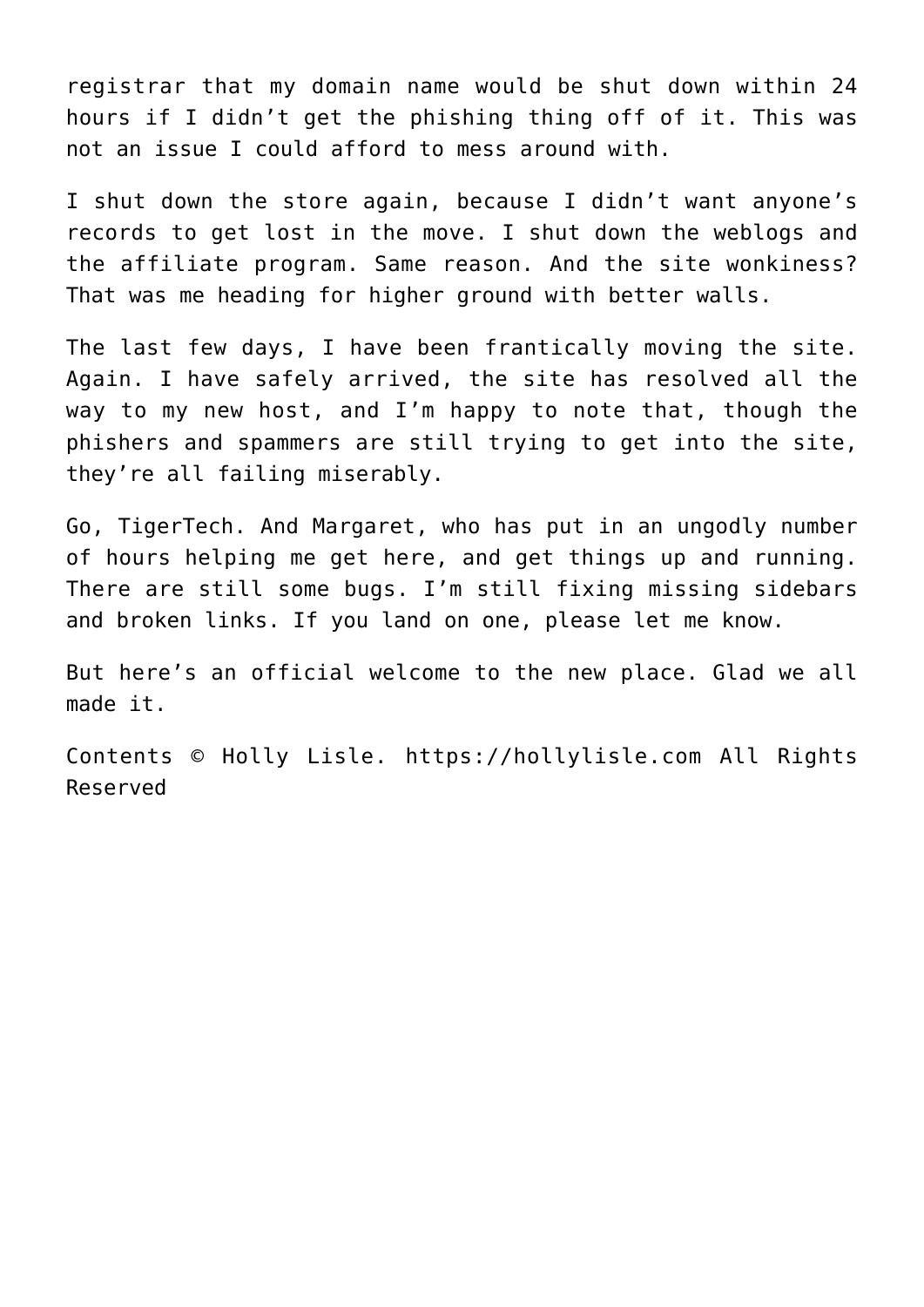registrar that my domain name would be shut down within 24 hours if I didn't get the phishing thing off of it. This was not an issue I could afford to mess around with.

I shut down the store again, because I didn't want anyone's records to get lost in the move. I shut down the weblogs and the affiliate program. Same reason. And the site wonkiness? That was me heading for higher ground with better walls.

The last few days, I have been frantically moving the site. Again. I have safely arrived, the site has resolved all the way to my new host, and I'm happy to note that, though the phishers and spammers are still trying to get into the site, they're all failing miserably.

Go, TigerTech. And Margaret, who has put in an ungodly number of hours helping me get here, and get things up and running. There are still some bugs. I'm still fixing missing sidebars and broken links. If you land on one, please let me know.

But here's an official welcome to the new place. Glad we all made it.

Contents © Holly Lisle. https://hollylisle.com All Rights Reserved